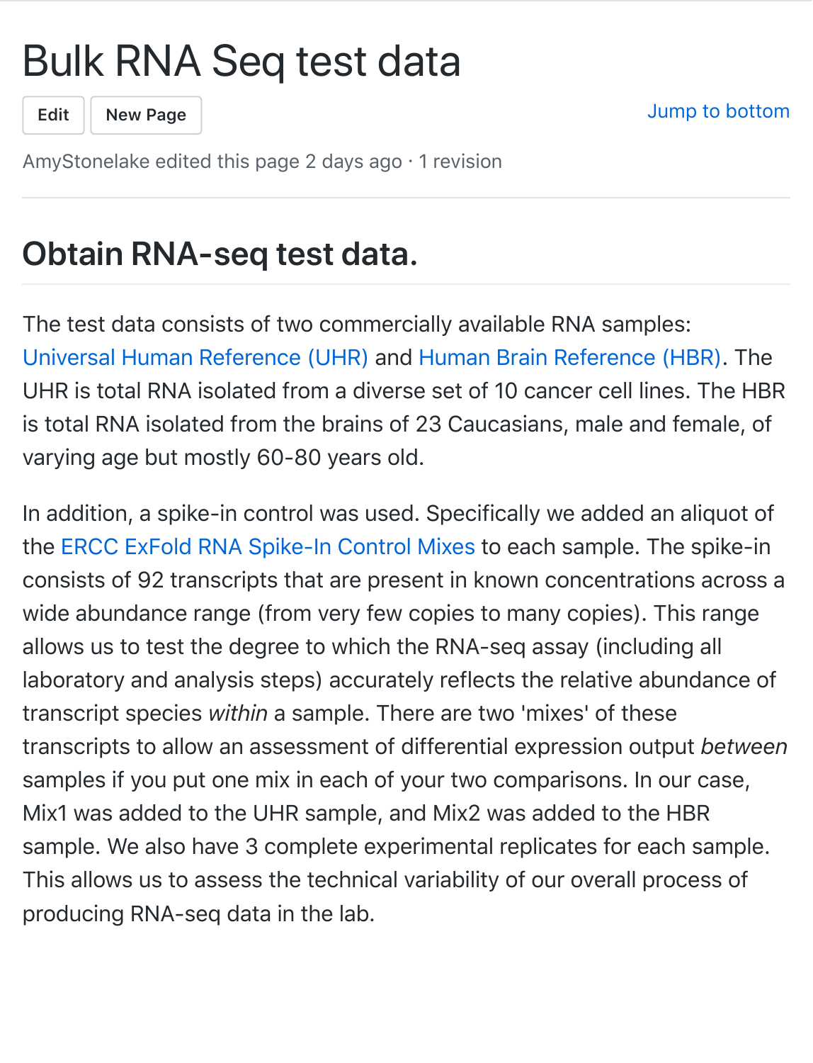# Bulk RNA Seq test data

AmyStonelake edited this page 2 days ago · 1 revision

## Obtain RNA-seq test data.

The test data consists of two commercially available RNA samples: Universal Human Reference (UHR) and Human Brain Reference (HBR). The UHR is total RNA isolated from a diverse set of 10 cancer cell lines. The HBR is total RNA isolated from the brains of 23 Caucasians, male and female, of varying age but mostly 60-80 years old.

In addition, a spike-in control was used. Specifically we added an aliquot of the ERCC ExFold RNA Spike-In Control Mixes to each sample. The spike-in consists of 92 transcripts that are present in known concentrations across a wide abundance range (from very few copies to many copies). This range allows us to test the degree to which the RNA-seq assay (including all laboratory and analysis steps) accurately reflects the relative abundance of transcript species *within* a sample. There are two 'mixes' of these transcripts to allow an assessment of differential expression output *between* samples if you put one mix in each of your two comparisons. In our case, Mix1 was added to the UHR sample, and Mix2 was added to the HBR sample. We also have 3 complete experimental replicates for each sample. This allows us to assess the technical variability of our overall process of producing RNA-seq data in the lab.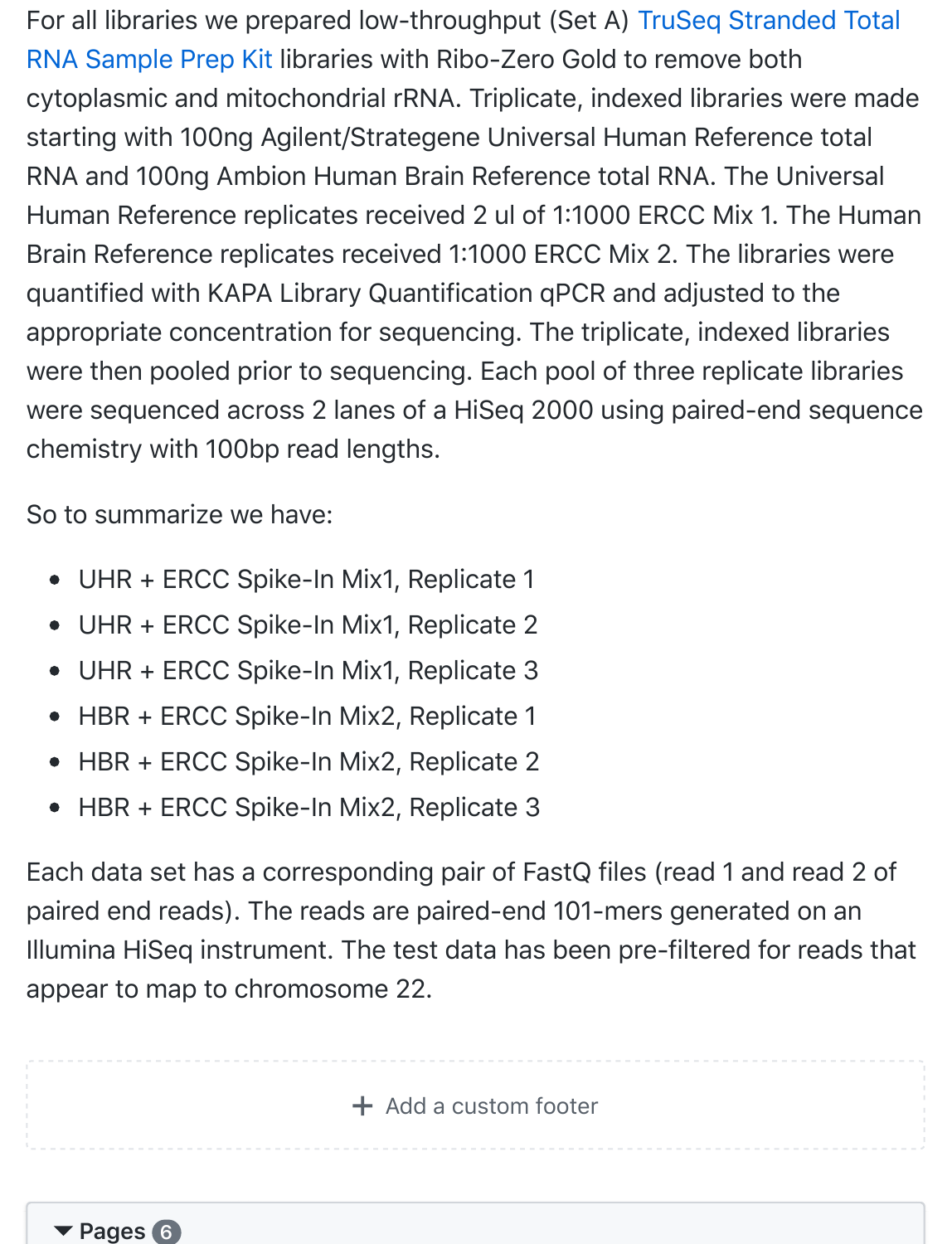For all libraries we prepared low-throughput (Set A) TruSeq Stranded Total RNA Sample Prep Kit libraries with Ribo-Zero Gold to remove both cytoplasmic and mitochondrial rRNA. Triplicate, indexed libraries were made starting with 100ng Agilent/Strategene Universal Human Reference total RNA and 100ng Ambion Human Brain Reference total RNA. The Universal Human Reference replicates received 2 ul of 1:1000 ERCC Mix 1. The Human Brain Reference replicates received 1:1000 ERCC Mix 2. The libraries were quantified with KAPA Library Quantification qPCR and adjusted to the appropriate concentration for sequencing. The triplicate, indexed libraries were then pooled prior to sequencing. Each pool of three replicate libraries were sequenced across 2 lanes of a HiSeq 2000 using paired-end sequence chemistry with 100bp read lengths.

So to summarize we have:

- UHR + ERCC Spike-In Mix1, Replicate 1
- UHR + ERCC Spike-In Mix1, Replicate 2
- UHR + ERCC Spike-In Mix1, Replicate 3
- HBR + ERCC Spike-In Mix2, Replicate 1
- HBR + ERCC Spike-In Mix2, Replicate 2
- HBR + ERCC Spike-In Mix2, Replicate 3

Each data set has a corresponding pair of FastQ files (read 1 and read 2 of paired end reads). The reads are paired-end 101-mers generated on an Illumina HiSeq instrument. The test data has been pre-filtered for reads that appear to map to chromosome 22.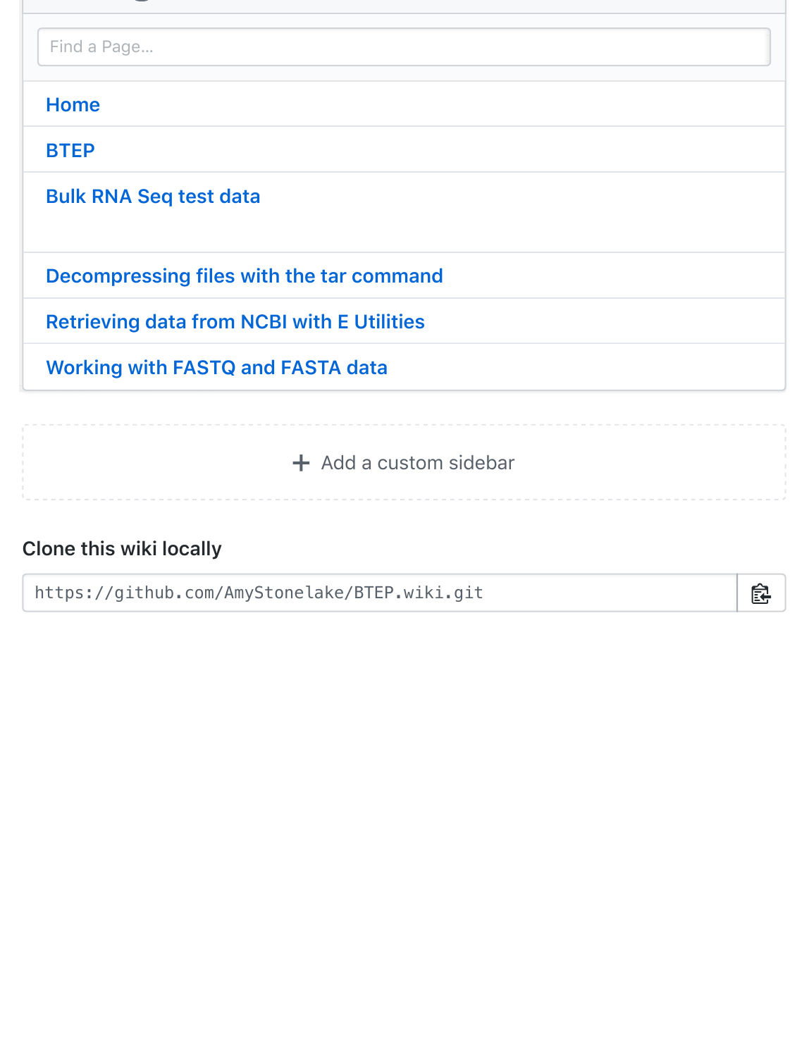Find a Page…

- Home
- BTEP
- Bulk RNA Seq test data
- Decompressing files with the tar command
- Retrieving data from NCBI with E Utilities
- Working with FASTQ and FASTA data

+ Add a custom sidebar

### Clone this wiki locally

```
https://github.com/AmyStonelake/BTEP.wiki.git
```